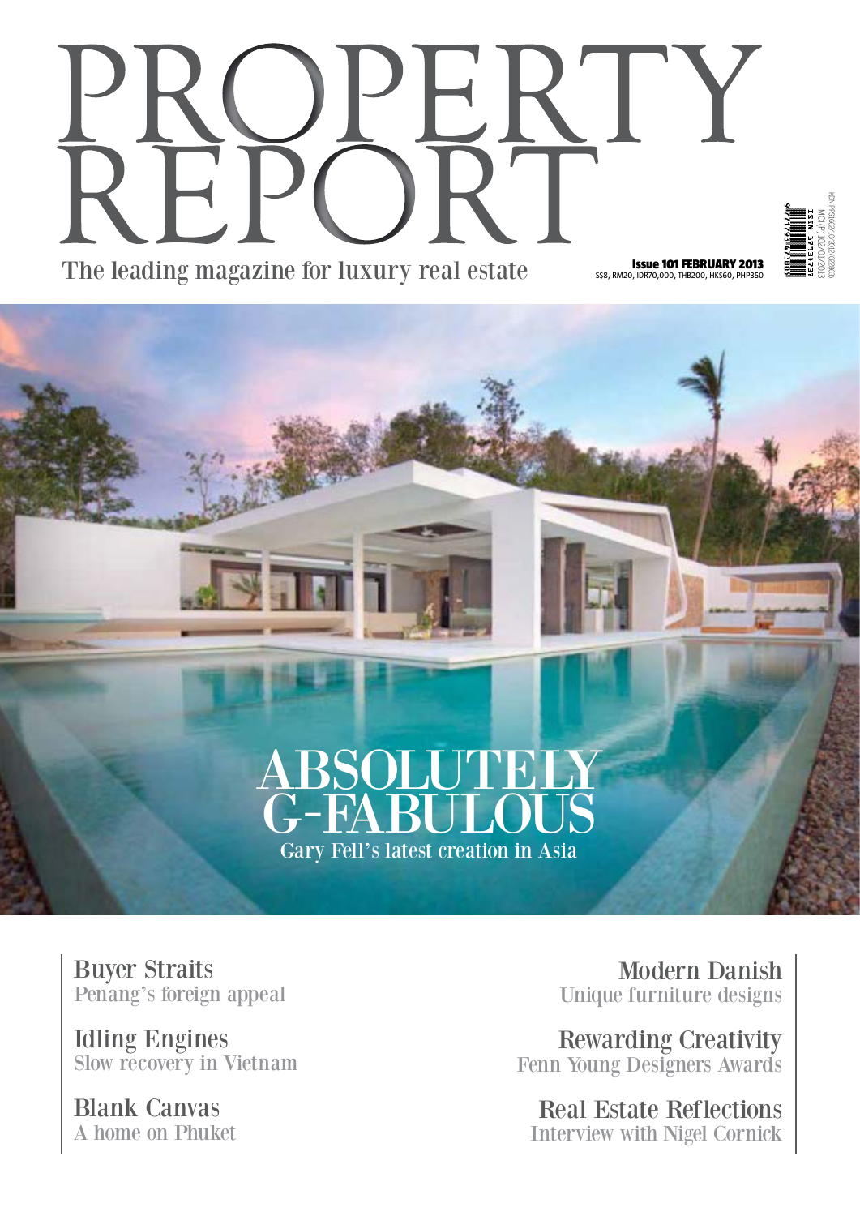# PROPERTY REPORT

The leading magazine for luxury real estate

**Issue 101 FEBRUARY 2013**
S$8, RM20, IDR70,000, THB200, HK$60, PHP350

ISSN 1793-4737

KDN PP15662/10/2012(032863)
MCI (P) 102/01/2013

## ABSOLUTELY G-FABULOUS

Gary Fell's latest creation in Asia

**Buyer Straits**
Penang's foreign appeal

**Idling Engines**
Slow recovery in Vietnam

**Blank Canvas**
A home on Phuket

**Modern Danish**
Unique furniture designs

**Rewarding Creativity**
Fenn Young Designers Awards

**Real Estate Reflections**
Interview with Nigel Cornick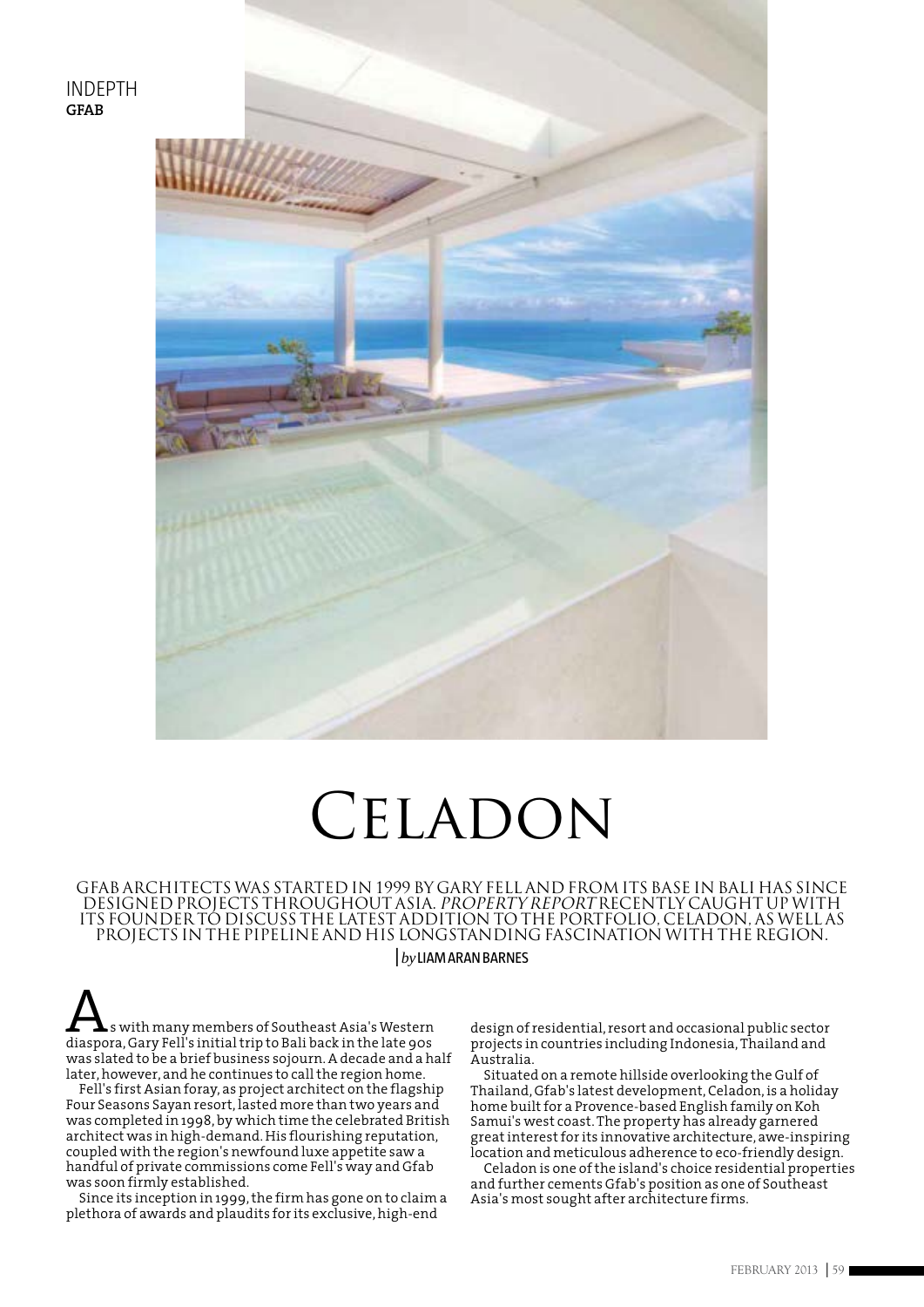INDEPTH
**GFAB**

# Celadon

GFAB ARCHITECTS WAS STARTED IN 1999 BY GARY FELL AND FROM ITS BASE IN BALI HAS SINCE DESIGNED PROJECTS THROUGHOUT ASIA. *PROPERTY REPORT* RECENTLY CAUGHT UP WITH ITS FOUNDER TO DISCUSS THE LATEST ADDITION TO THE PORTFOLIO, CELADON, AS WELL AS PROJECTS IN THE PIPELINE AND HIS LONGSTANDING FASCINATION WITH THE REGION.

| *by* LIAM ARAN BARNES

As with many members of Southeast Asia's Western diaspora, Gary Fell's initial trip to Bali back in the late 90s was slated to be a brief business sojourn. A decade and a half later, however, and he continues to call the region home.

Fell's first Asian foray, as project architect on the flagship Four Seasons Sayan resort, lasted more than two years and was completed in 1998, by which time the celebrated British architect was in high-demand. His flourishing reputation, coupled with the region's newfound luxe appetite saw a handful of private commissions come Fell's way and Gfab was soon firmly established.

Since its inception in 1999, the firm has gone on to claim a plethora of awards and plaudits for its exclusive, high-end design of residential, resort and occasional public sector projects in countries including Indonesia, Thailand and Australia.

Situated on a remote hillside overlooking the Gulf of Thailand, Gfab's latest development, Celadon, is a holiday home built for a Provence-based English family on Koh Samui's west coast. The property has already garnered great interest for its innovative architecture, awe-inspiring location and meticulous adherence to eco-friendly design.

Celadon is one of the island's choice residential properties and further cements Gfab's position as one of Southeast Asia's most sought after architecture firms.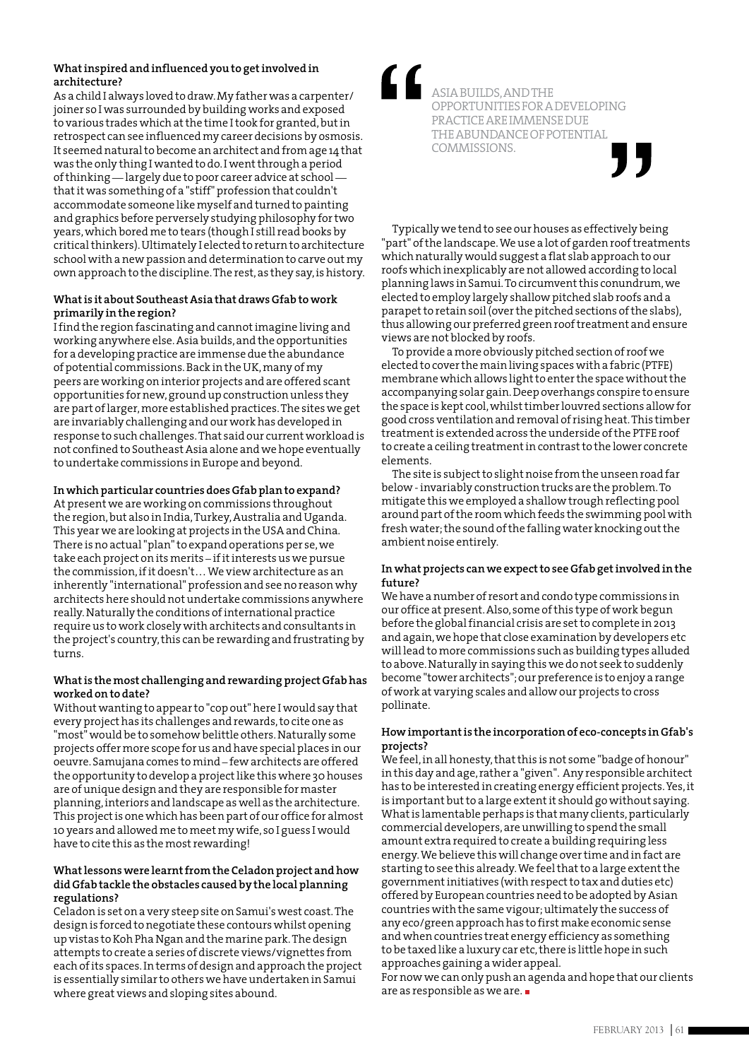**What inspired and influenced you to get involved in architecture?**

As a child I always loved to draw. My father was a carpenter/joiner so I was surrounded by building works and exposed to various trades which at the time I took for granted, but in retrospect can see influenced my career decisions by osmosis. It seemed natural to become an architect and from age 14 that was the only thing I wanted to do. I went through a period of thinking — largely due to poor career advice at school — that it was something of a "stiff" profession that couldn't accommodate someone like myself and turned to painting and graphics before perversely studying philosophy for two years, which bored me to tears (though I still read books by critical thinkers). Ultimately I elected to return to architecture school with a new passion and determination to carve out my own approach to the discipline. The rest, as they say, is history.

**What is it about Southeast Asia that draws Gfab to work primarily in the region?**

I find the region fascinating and cannot imagine living and working anywhere else. Asia builds, and the opportunities for a developing practice are immense due the abundance of potential commissions. Back in the UK, many of my peers are working on interior projects and are offered scant opportunities for new, ground up construction unless they are part of larger, more established practices. The sites we get are invariably challenging and our work has developed in response to such challenges. That said our current workload is not confined to Southeast Asia alone and we hope eventually to undertake commissions in Europe and beyond.

**In which particular countries does Gfab plan to expand?**

At present we are working on commissions throughout the region, but also in India, Turkey, Australia and Uganda. This year we are looking at projects in the USA and China. There is no actual "plan" to expand operations per se, we take each project on its merits – if it interests us we pursue the commission, if it doesn't… We view architecture as an inherently "international" profession and see no reason why architects here should not undertake commissions anywhere really. Naturally the conditions of international practice require us to work closely with architects and consultants in the project's country, this can be rewarding and frustrating by turns.

**What is the most challenging and rewarding project Gfab has worked on to date?**

Without wanting to appear to "cop out" here I would say that every project has its challenges and rewards, to cite one as "most" would be to somehow belittle others. Naturally some projects offer more scope for us and have special places in our oeuvre. Samujana comes to mind – few architects are offered the opportunity to develop a project like this where 30 houses are of unique design and they are responsible for master planning, interiors and landscape as well as the architecture. This project is one which has been part of our office for almost 10 years and allowed me to meet my wife, so I guess I would have to cite this as the most rewarding!

**What lessons were learnt from the Celadon project and how did Gfab tackle the obstacles caused by the local planning regulations?**

Celadon is set on a very steep site on Samui's west coast. The design is forced to negotiate these contours whilst opening up vistas to Koh Pha Ngan and the marine park. The design attempts to create a series of discrete views/vignettes from each of its spaces. In terms of design and approach the project is essentially similar to others we have undertaken in Samui where great views and sloping sites abound.

> "ASIA BUILDS, AND THE OPPORTUNITIES FOR A DEVELOPING PRACTICE ARE IMMENSE DUE THE ABUNDANCE OF POTENTIAL COMMISSIONS."

Typically we tend to see our houses as effectively being "part" of the landscape. We use a lot of garden roof treatments which naturally would suggest a flat slab approach to our roofs which inexplicably are not allowed according to local planning laws in Samui. To circumvent this conundrum, we elected to employ largely shallow pitched slab roofs and a parapet to retain soil (over the pitched sections of the slabs), thus allowing our preferred green roof treatment and ensure views are not blocked by roofs.

To provide a more obviously pitched section of roof we elected to cover the main living spaces with a fabric (PTFE) membrane which allows light to enter the space without the accompanying solar gain. Deep overhangs conspire to ensure the space is kept cool, whilst timber louvred sections allow for good cross ventilation and removal of rising heat. This timber treatment is extended across the underside of the PTFE roof to create a ceiling treatment in contrast to the lower concrete elements.

The site is subject to slight noise from the unseen road far below - invariably construction trucks are the problem. To mitigate this we employed a shallow trough reflecting pool around part of the room which feeds the swimming pool with fresh water; the sound of the falling water knocking out the ambient noise entirely.

**In what projects can we expect to see Gfab get involved in the future?**

We have a number of resort and condo type commissions in our office at present. Also, some of this type of work begun before the global financial crisis are set to complete in 2013 and again, we hope that close examination by developers etc will lead to more commissions such as building types alluded to above. Naturally in saying this we do not seek to suddenly become "tower architects"; our preference is to enjoy a range of work at varying scales and allow our projects to cross pollinate.

**How important is the incorporation of eco-concepts in Gfab's projects?**

We feel, in all honesty, that this is not some "badge of honour" in this day and age, rather a "given". Any responsible architect has to be interested in creating energy efficient projects. Yes, it is important but to a large extent it should go without saying. What is lamentable perhaps is that many clients, particularly commercial developers, are unwilling to spend the small amount extra required to create a building requiring less energy. We believe this will change over time and in fact are starting to see this already. We feel that to a large extent the government initiatives (with respect to tax and duties etc) offered by European countries need to be adopted by Asian countries with the same vigour; ultimately the success of any eco/green approach has to first make economic sense and when countries treat energy efficiency as something to be taxed like a luxury car etc, there is little hope in such approaches gaining a wider appeal.

For now we can only push an agenda and hope that our clients are as responsible as we are. ■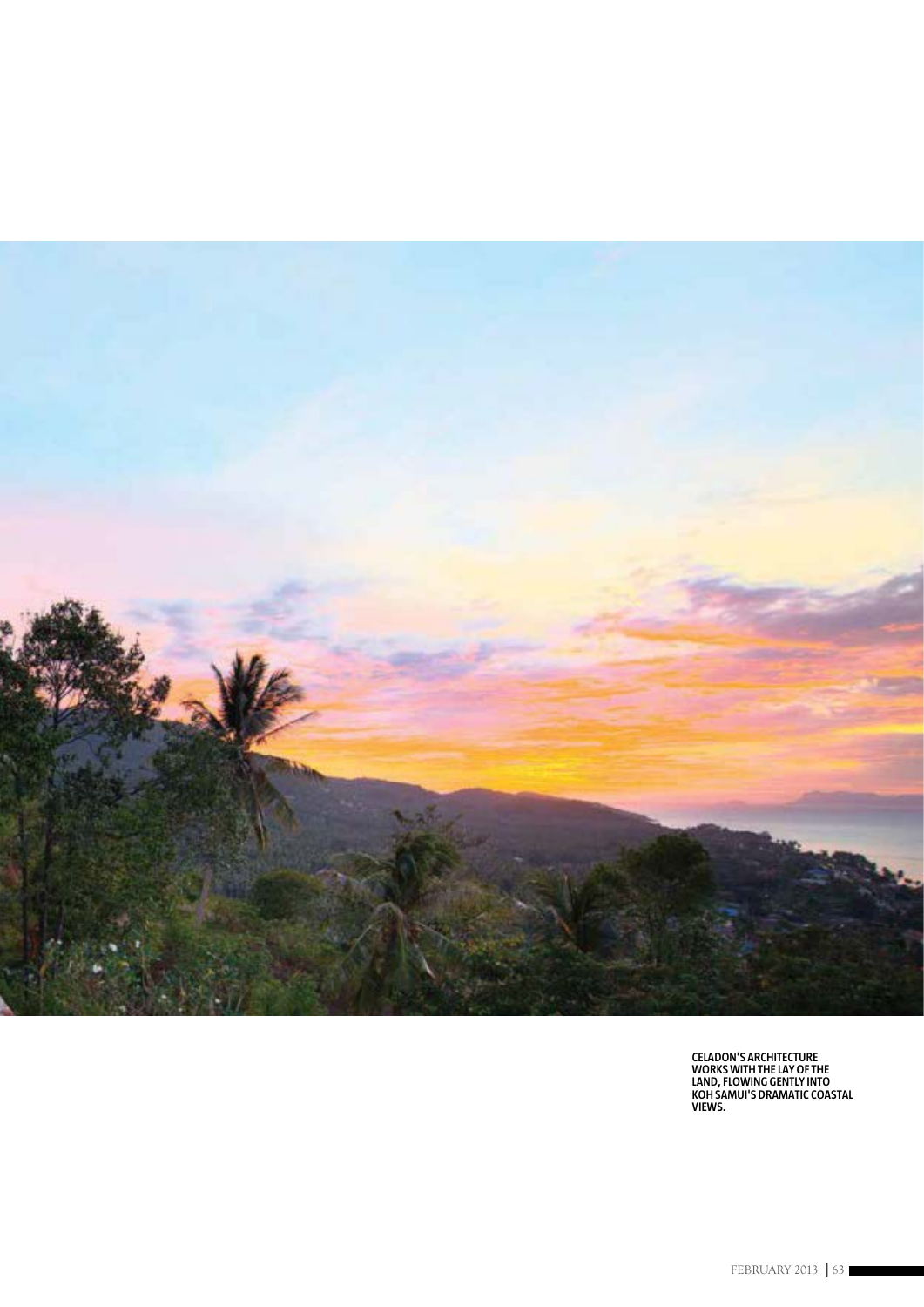CELADON'S ARCHITECTURE WORKS WITH THE LAY OF THE LAND, FLOWING GENTLY INTO KOH SAMUI'S DRAMATIC COASTAL VIEWS.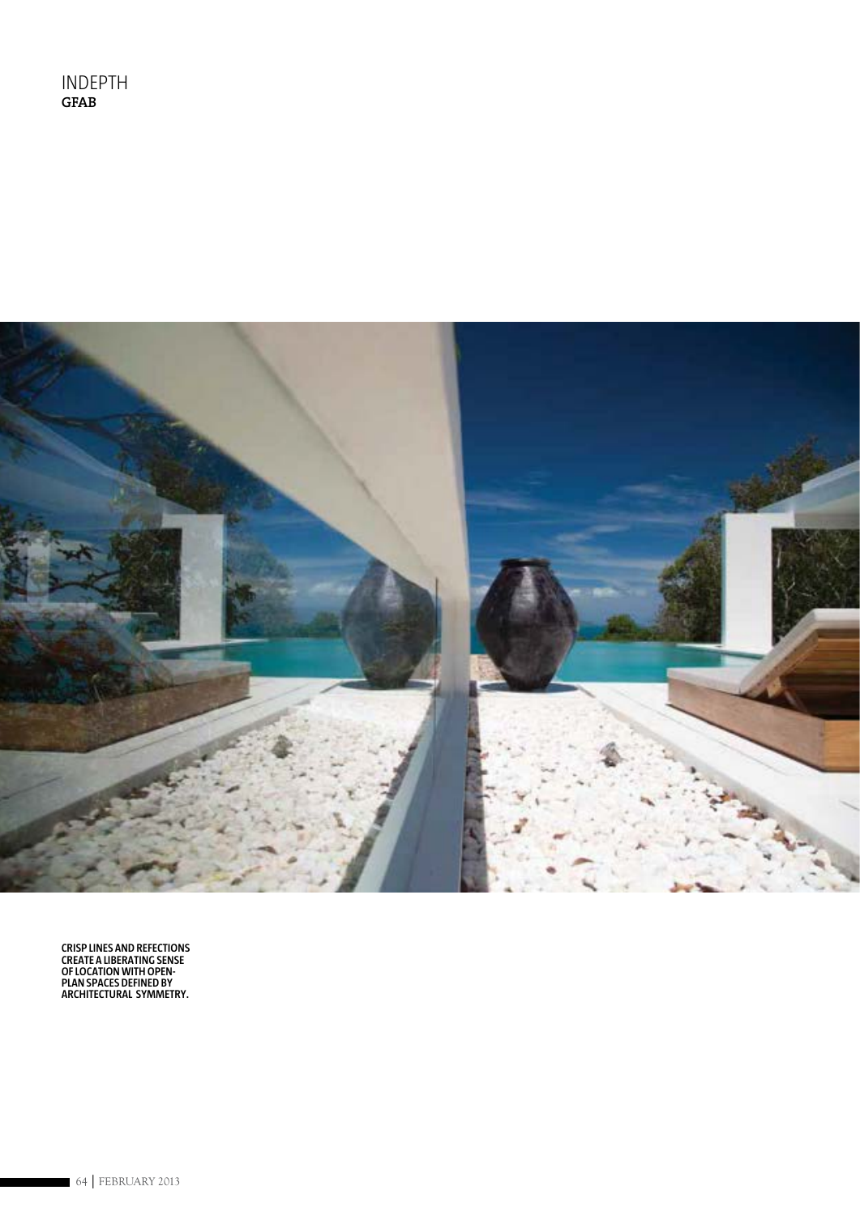CRISP LINES AND REFECTIONS CREATE A LIBERATING SENSE OF LOCATION WITH OPEN-PLAN SPACES DEFINED BY ARCHITECTURAL SYMMETRY.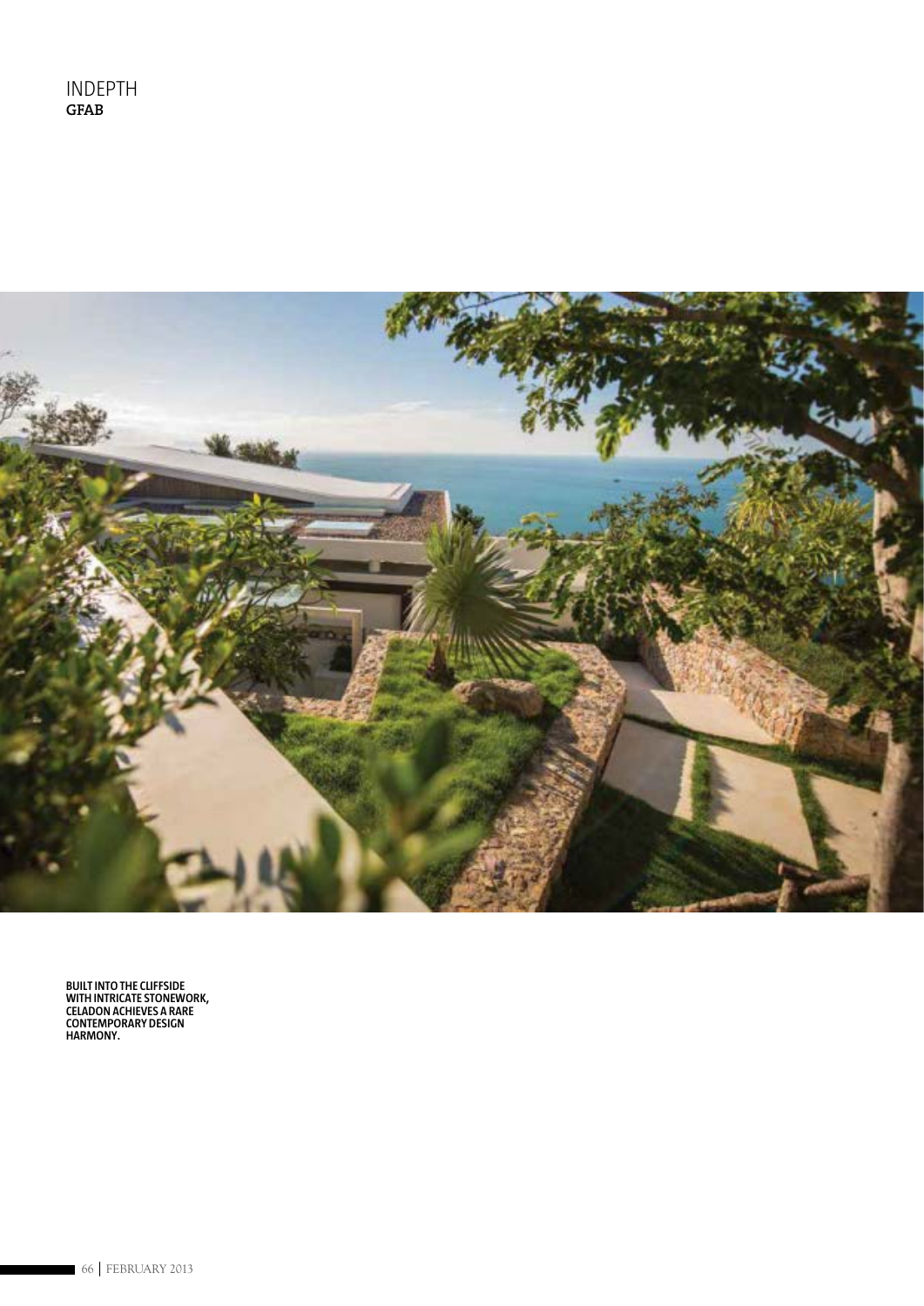BUILT INTO THE CLIFFSIDE WITH INTRICATE STONEWORK, CELADON ACHIEVES A RARE CONTEMPORARY DESIGN HARMONY.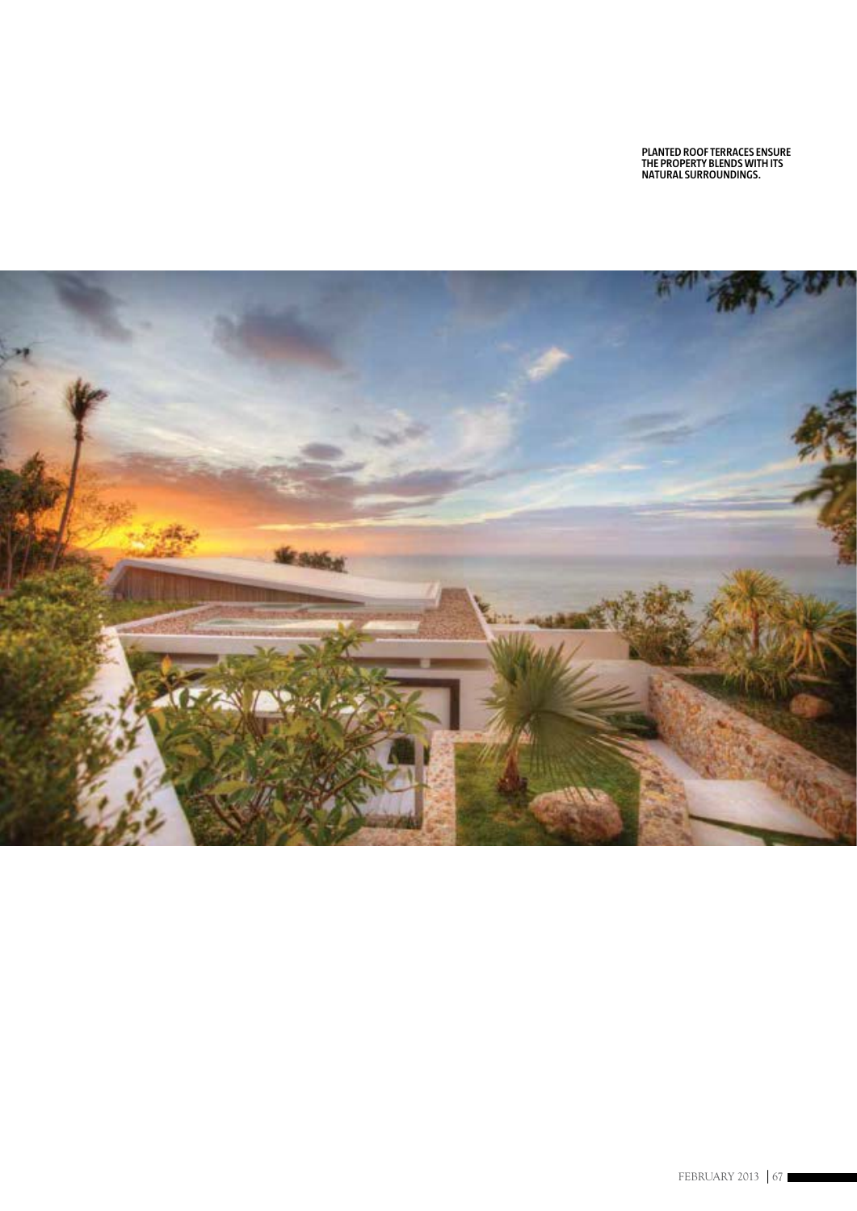PLANTED ROOF TERRACES ENSURE THE PROPERTY BLENDS WITH ITS NATURAL SURROUNDINGS.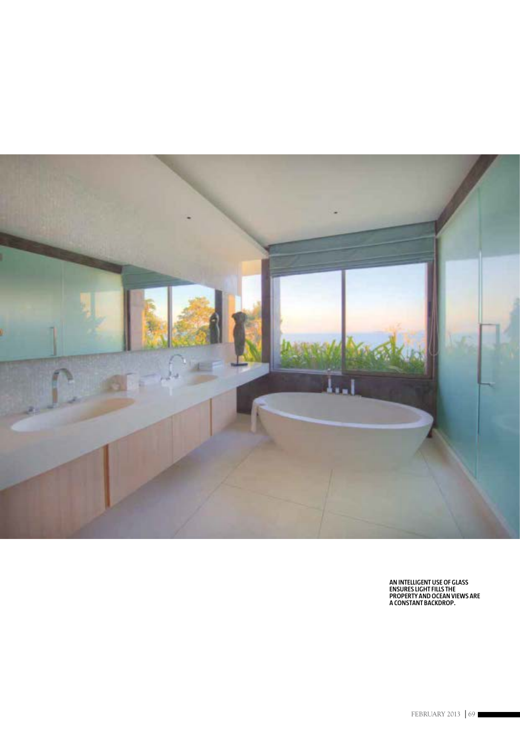AN INTELLIGENT USE OF GLASS ENSURES LIGHT FILLS THE PROPERTY AND OCEAN VIEWS ARE A CONSTANT BACKDROP.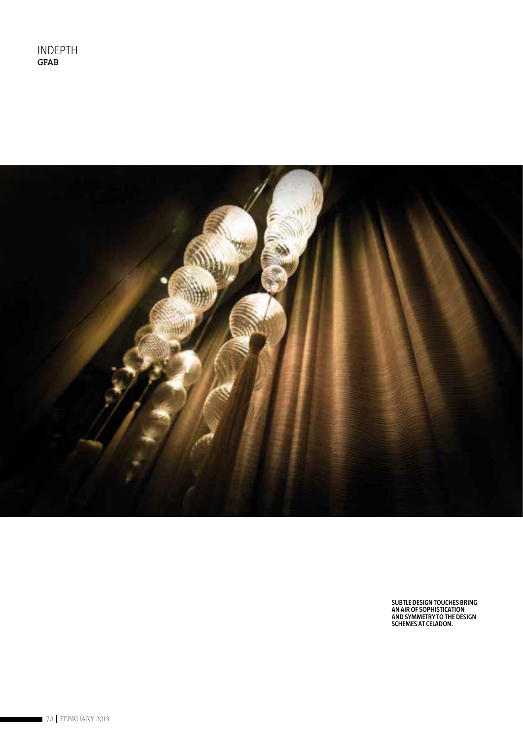SUBTLE DESIGN TOUCHES BRING AN AIR OF SOPHISTICATION AND SYMMETRY TO THE DESIGN SCHEMES AT CELADON.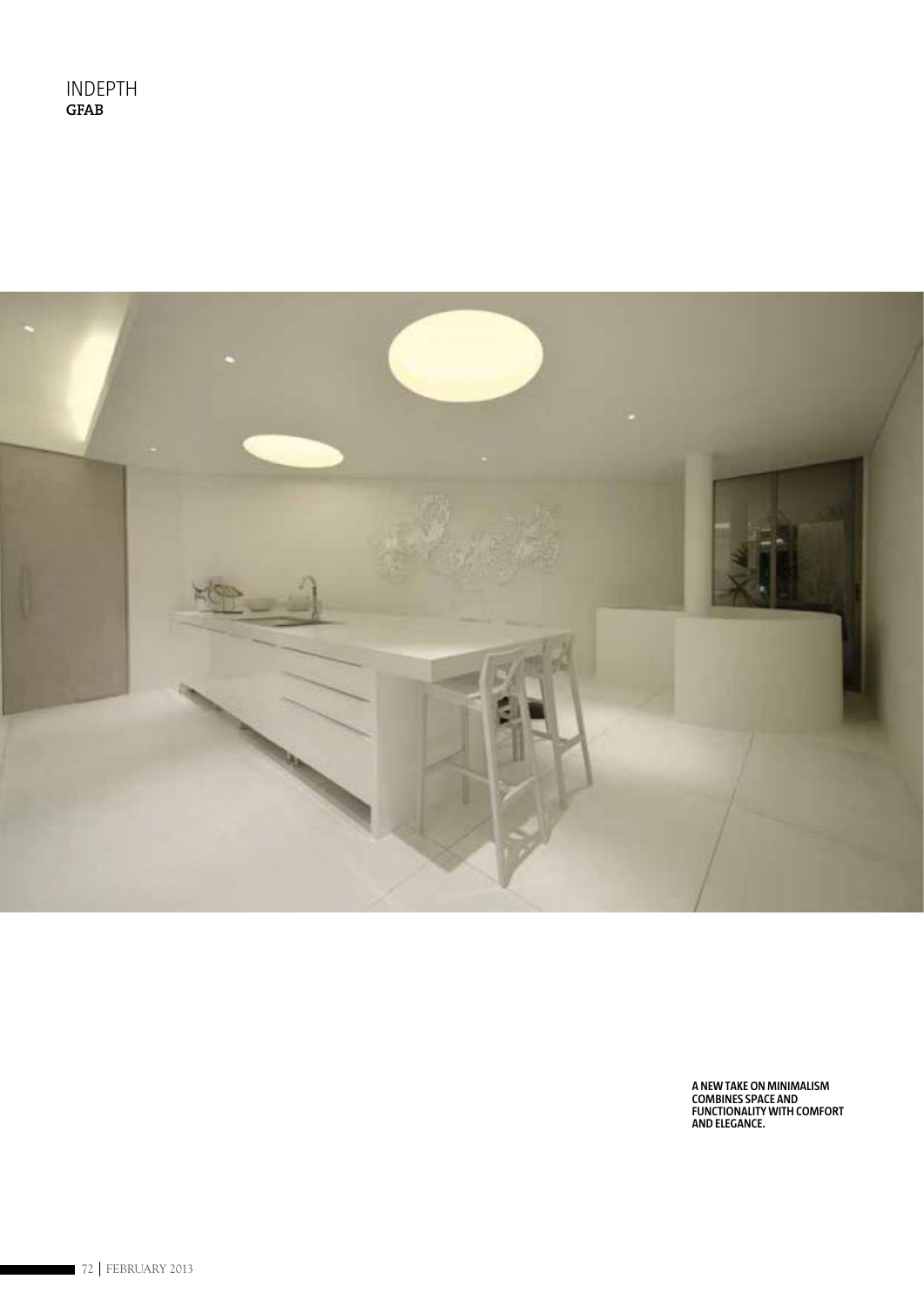A NEW TAKE ON MINIMALISM COMBINES SPACE AND FUNCTIONALITY WITH COMFORT AND ELEGANCE.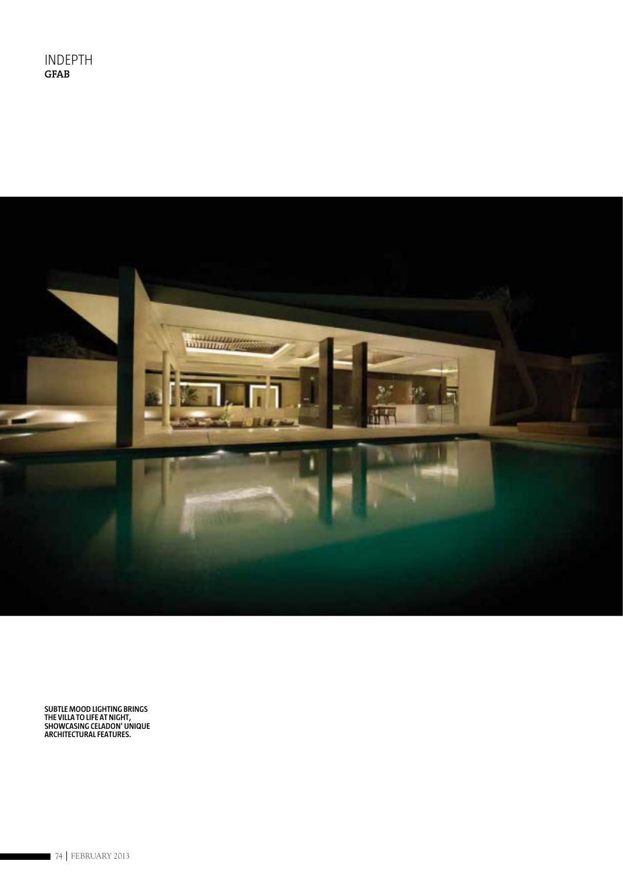SUBTLE MOOD LIGHTING BRINGS THE VILLA TO LIFE AT NIGHT, SHOWCASING CELADON' UNIQUE ARCHITECTURAL FEATURES.